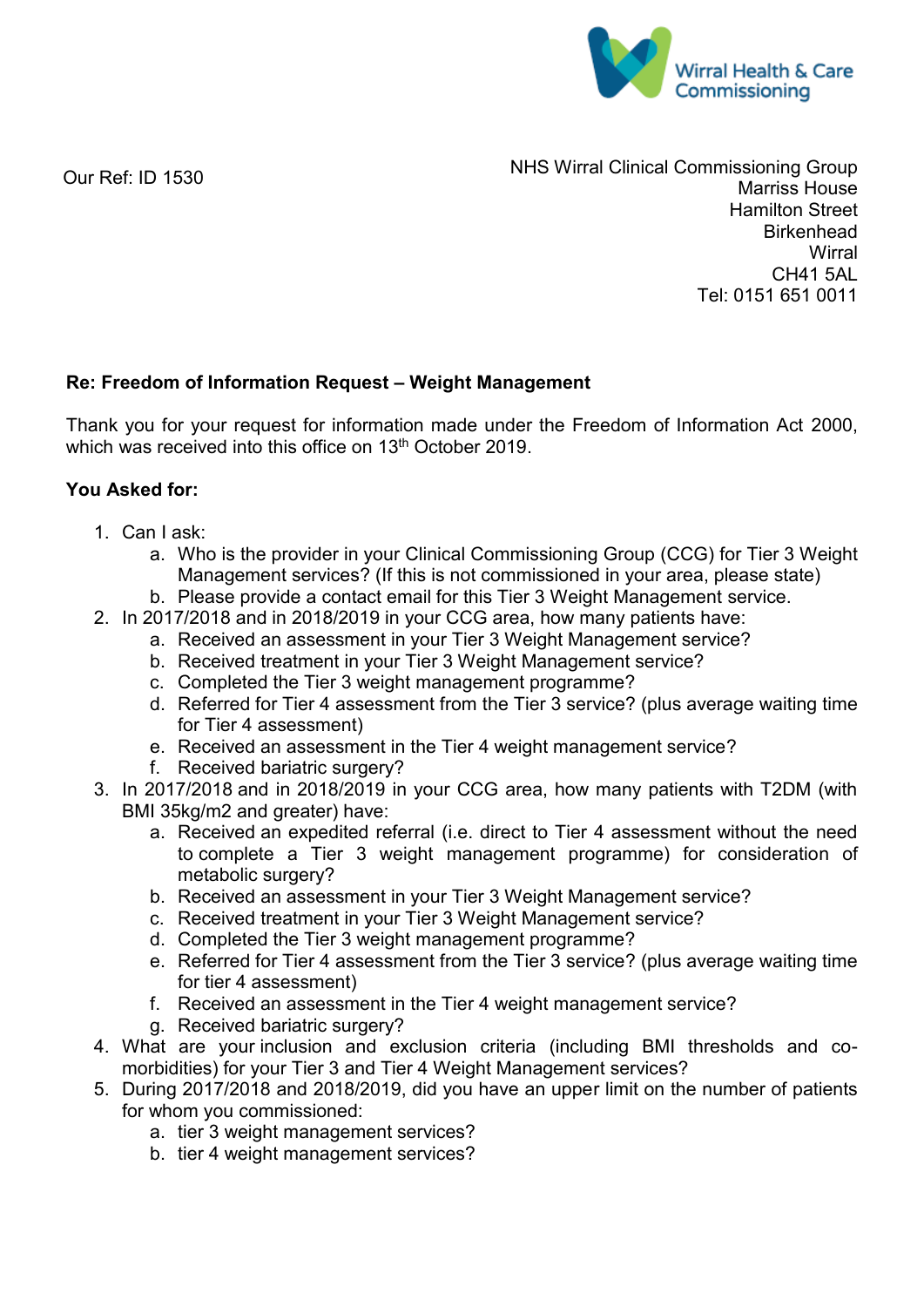Wirral Health & Care Commissioning

Our Ref: ID 1530

NHS Wirral Clinical Commissioning Group
Marriss House
Hamilton Street
Birkenhead
Wirral
CH41 5AL
Tel: 0151 651 0011

**Re: Freedom of Information Request – Weight Management**

Thank you for your request for information made under the Freedom of Information Act 2000, which was received into this office on 13th October 2019.

**You Asked for:**

1. Can I ask:
    a. Who is the provider in your Clinical Commissioning Group (CCG) for Tier 3 Weight Management services? (If this is not commissioned in your area, please state)
    b. Please provide a contact email for this Tier 3 Weight Management service.
2. In 2017/2018 and in 2018/2019 in your CCG area, how many patients have:
    a. Received an assessment in your Tier 3 Weight Management service?
    b. Received treatment in your Tier 3 Weight Management service?
    c. Completed the Tier 3 weight management programme?
    d. Referred for Tier 4 assessment from the Tier 3 service? (plus average waiting time for Tier 4 assessment)
    e. Received an assessment in the Tier 4 weight management service?
    f. Received bariatric surgery?
3. In 2017/2018 and in 2018/2019 in your CCG area, how many patients with T2DM (with BMI 35kg/m2 and greater) have:
    a. Received an expedited referral (i.e. direct to Tier 4 assessment without the need to complete a Tier 3 weight management programme) for consideration of metabolic surgery?
    b. Received an assessment in your Tier 3 Weight Management service?
    c. Received treatment in your Tier 3 Weight Management service?
    d. Completed the Tier 3 weight management programme?
    e. Referred for Tier 4 assessment from the Tier 3 service? (plus average waiting time for tier 4 assessment)
    f. Received an assessment in the Tier 4 weight management service?
    g. Received bariatric surgery?
4. What are your inclusion and exclusion criteria (including BMI thresholds and co-morbidities) for your Tier 3 and Tier 4 Weight Management services?
5. During 2017/2018 and 2018/2019, did you have an upper limit on the number of patients for whom you commissioned:
    a. tier 3 weight management services?
    b. tier 4 weight management services?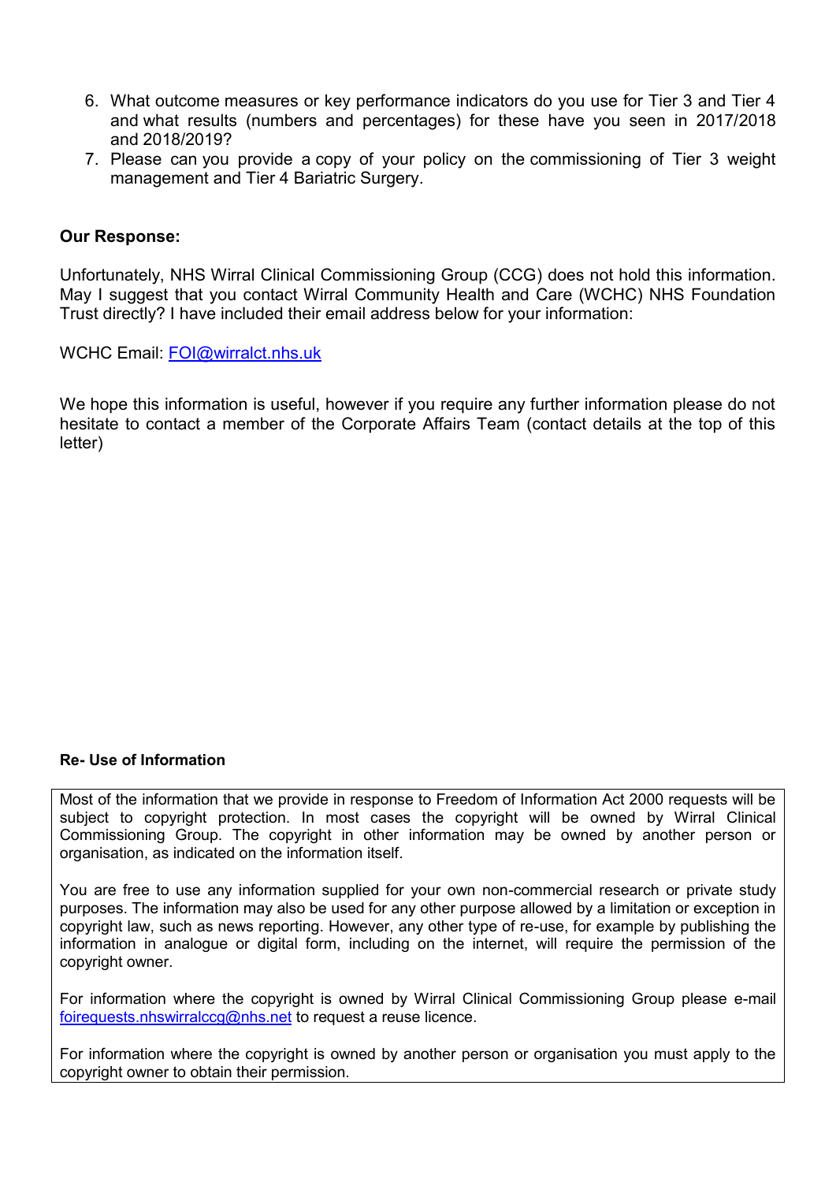6. What outcome measures or key performance indicators do you use for Tier 3 and Tier 4 and what results (numbers and percentages) for these have you seen in 2017/2018 and 2018/2019?
7. Please can you provide a copy of your policy on the commissioning of Tier 3 weight management and Tier 4 Bariatric Surgery.

**Our Response:**

Unfortunately, NHS Wirral Clinical Commissioning Group (CCG) does not hold this information. May I suggest that you contact Wirral Community Health and Care (WCHC) NHS Foundation Trust directly? I have included their email address below for your information:

WCHC Email: FOI@wirralct.nhs.uk

We hope this information is useful, however if you require any further information please do not hesitate to contact a member of the Corporate Affairs Team (contact details at the top of this letter)

**Re- Use of Information**

Most of the information that we provide in response to Freedom of Information Act 2000 requests will be subject to copyright protection. In most cases the copyright will be owned by Wirral Clinical Commissioning Group. The copyright in other information may be owned by another person or organisation, as indicated on the information itself.

You are free to use any information supplied for your own non-commercial research or private study purposes. The information may also be used for any other purpose allowed by a limitation or exception in copyright law, such as news reporting. However, any other type of re-use, for example by publishing the information in analogue or digital form, including on the internet, will require the permission of the copyright owner.

For information where the copyright is owned by Wirral Clinical Commissioning Group please e-mail foirequests.nhswirralccg@nhs.net to request a reuse licence.

For information where the copyright is owned by another person or organisation you must apply to the copyright owner to obtain their permission.